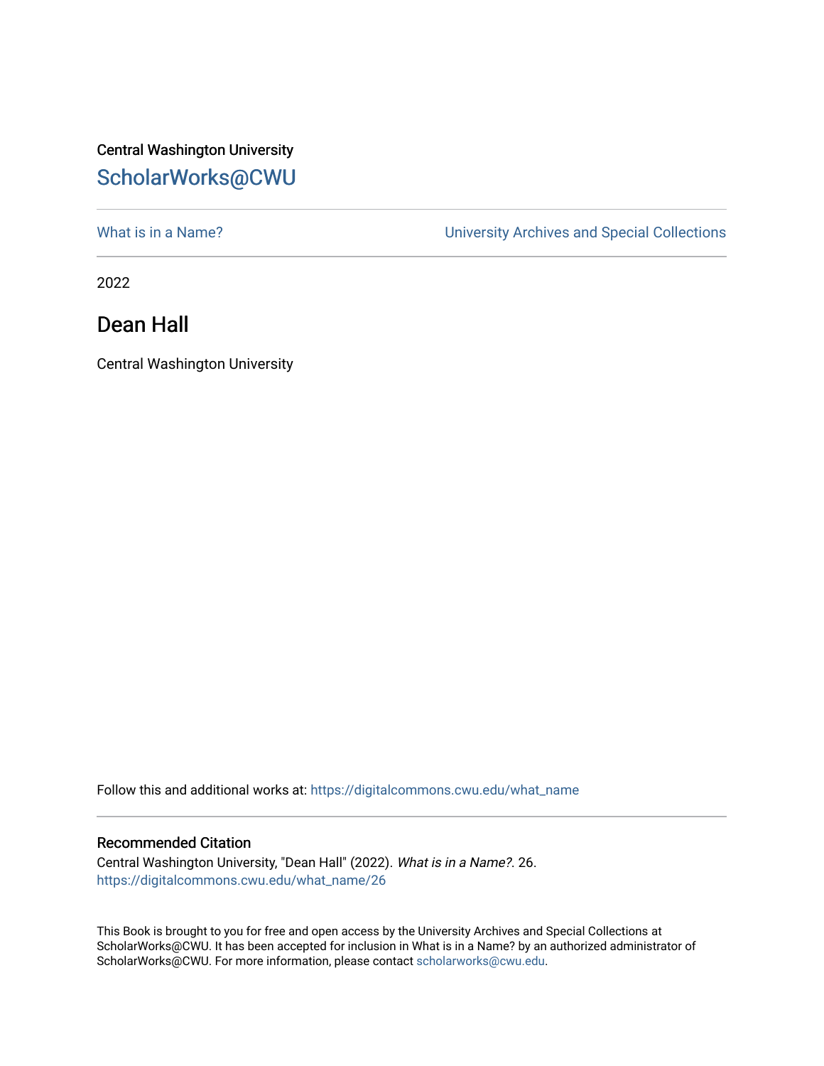Central Washington University

ScholarWorks@CWU

What is in a Name? | University Archives and Special Collections

2022

# Dean Hall

Central Washington University

Follow this and additional works at: https://digitalcommons.cwu.edu/what_name

## Recommended Citation

Central Washington University, "Dean Hall" (2022). *What is in a Name?*. 26.
https://digitalcommons.cwu.edu/what_name/26

This Book is brought to you for free and open access by the University Archives and Special Collections at ScholarWorks@CWU. It has been accepted for inclusion in What is in a Name? by an authorized administrator of ScholarWorks@CWU. For more information, please contact scholarworks@cwu.edu.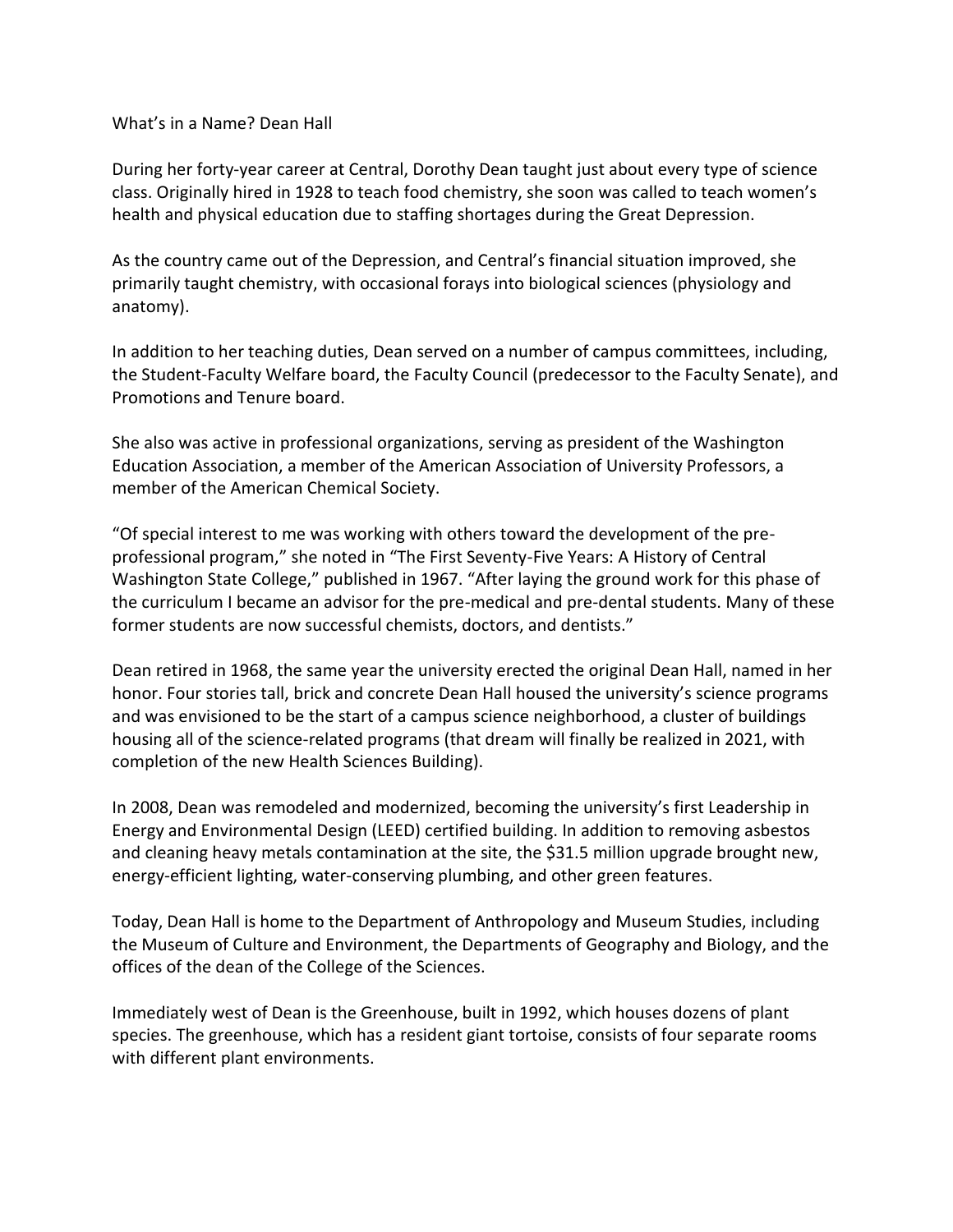# What's in a Name? Dean Hall

During her forty-year career at Central, Dorothy Dean taught just about every type of science class. Originally hired in 1928 to teach food chemistry, she soon was called to teach women's health and physical education due to staffing shortages during the Great Depression.

As the country came out of the Depression, and Central's financial situation improved, she primarily taught chemistry, with occasional forays into biological sciences (physiology and anatomy).

In addition to her teaching duties, Dean served on a number of campus committees, including, the Student-Faculty Welfare board, the Faculty Council (predecessor to the Faculty Senate), and Promotions and Tenure board.

She also was active in professional organizations, serving as president of the Washington Education Association, a member of the American Association of University Professors, a member of the American Chemical Society.

"Of special interest to me was working with others toward the development of the pre-professional program," she noted in "The First Seventy-Five Years: A History of Central Washington State College," published in 1967. "After laying the ground work for this phase of the curriculum I became an advisor for the pre-medical and pre-dental students. Many of these former students are now successful chemists, doctors, and dentists."

Dean retired in 1968, the same year the university erected the original Dean Hall, named in her honor. Four stories tall, brick and concrete Dean Hall housed the university's science programs and was envisioned to be the start of a campus science neighborhood, a cluster of buildings housing all of the science-related programs (that dream will finally be realized in 2021, with completion of the new Health Sciences Building).

In 2008, Dean was remodeled and modernized, becoming the university's first Leadership in Energy and Environmental Design (LEED) certified building. In addition to removing asbestos and cleaning heavy metals contamination at the site, the $31.5 million upgrade brought new, energy-efficient lighting, water-conserving plumbing, and other green features.

Today, Dean Hall is home to the Department of Anthropology and Museum Studies, including the Museum of Culture and Environment, the Departments of Geography and Biology, and the offices of the dean of the College of the Sciences.

Immediately west of Dean is the Greenhouse, built in 1992, which houses dozens of plant species. The greenhouse, which has a resident giant tortoise, consists of four separate rooms with different plant environments.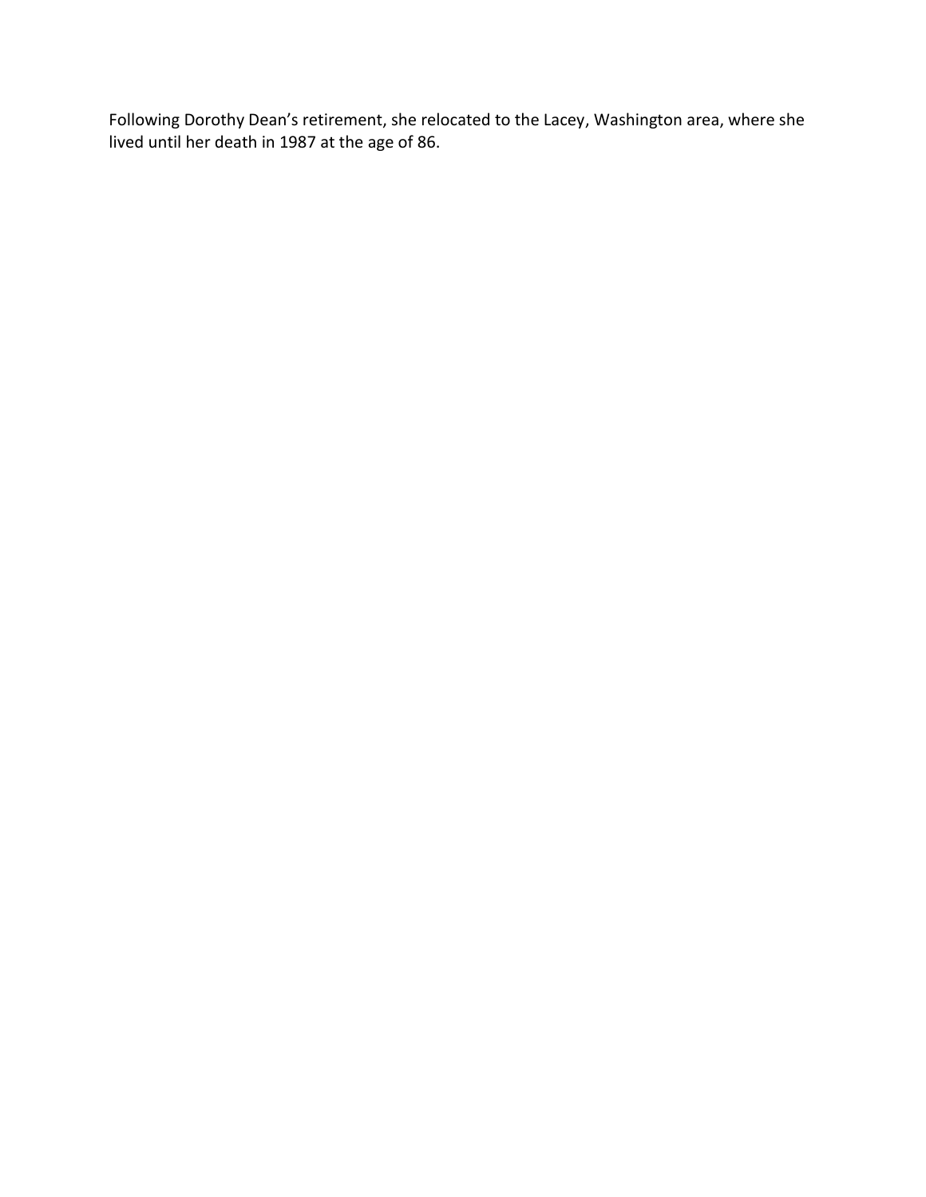Following Dorothy Dean's retirement, she relocated to the Lacey, Washington area, where she lived until her death in 1987 at the age of 86.